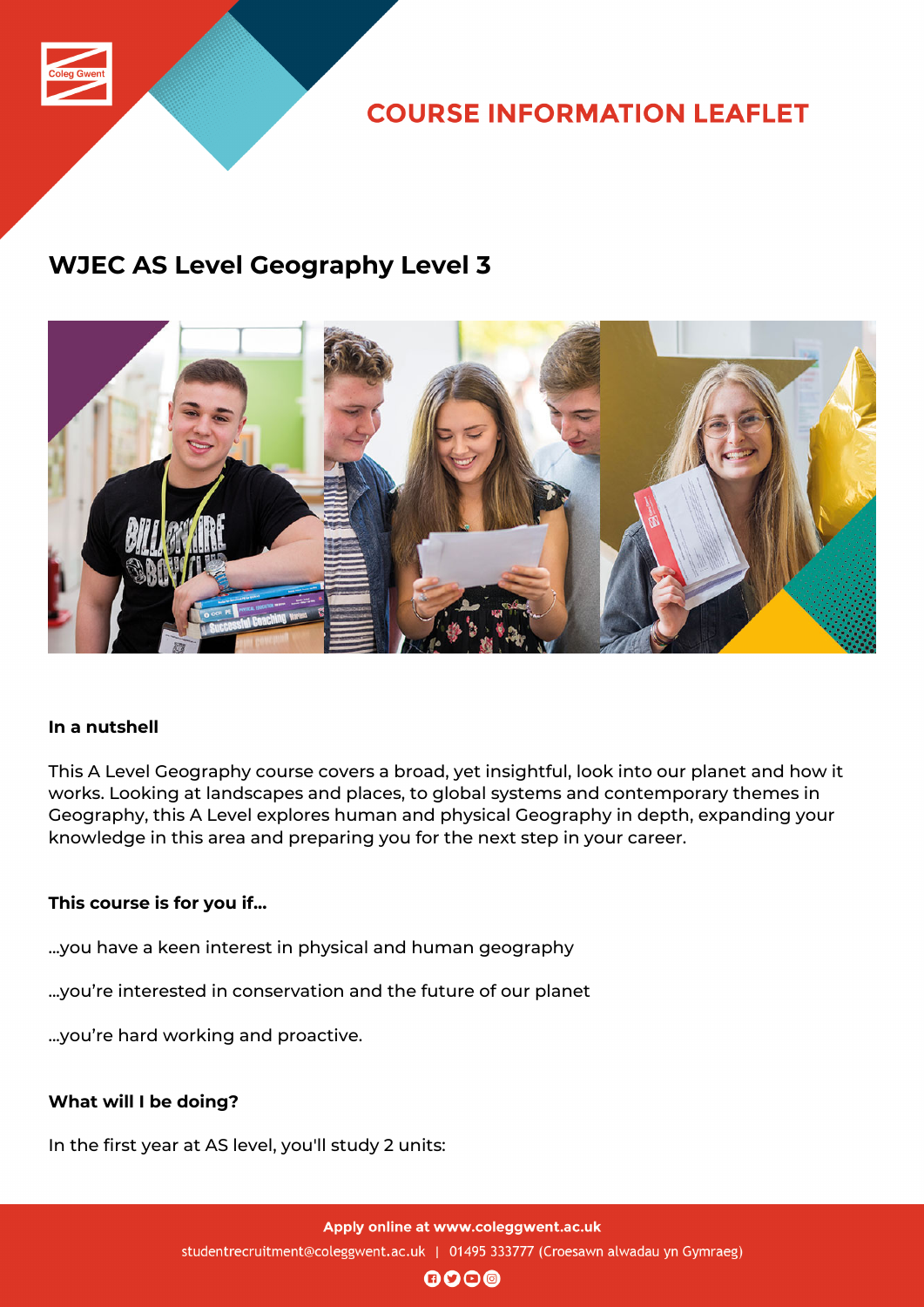COURSE INFORMATION LEAFLET

# WJEC AS Level Geography Level 3

**In a nutshell**

This A Level Geography course covers a broad, yet insightful, look into our planet and how it works. Looking at landscapes and places, to global systems and contemporary themes in Geography, this A Level explores human and physical Geography in depth, expanding your knowledge in this area and preparing you for the next step in your career.

**This course is for you if...**

...you have a keen interest in physical and human geography

...you're interested in conservation and the future of our planet

...you're hard working and proactive.

**What will I be doing?**

In the first year at AS level, you'll study 2 units:

**Apply online at www.coleggwent.ac.uk**

studentrecruitment@coleggwent.ac.uk | 01495 333777 (Croesawn alwadau yn Gymraeg)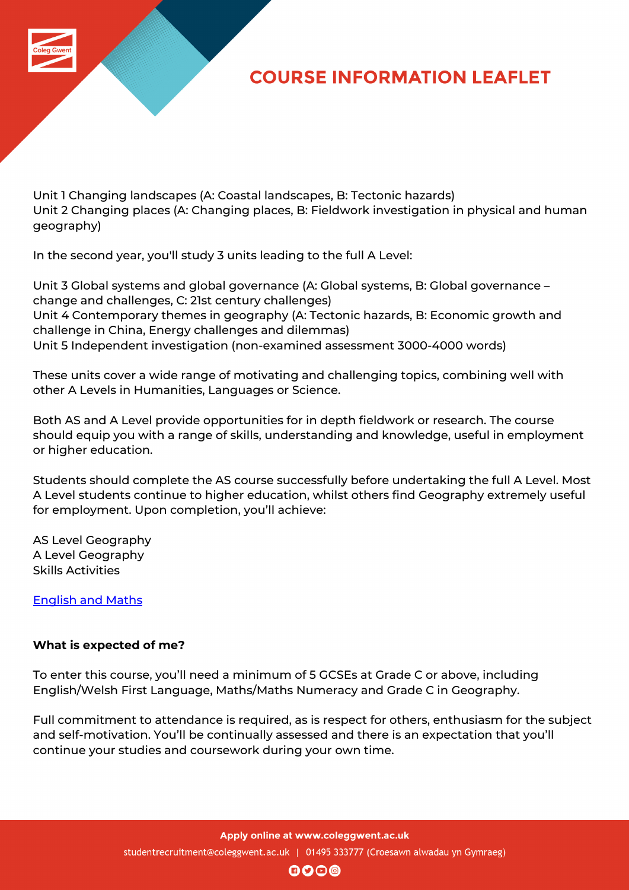Unit 1 Changing landscapes (A: Coastal landscapes, B: Tectonic hazards)
Unit 2 Changing places (A: Changing places, B: Fieldwork investigation in physical and human geography)

In the second year, you'll study 3 units leading to the full A Level:

Unit 3 Global systems and global governance (A: Global systems, B: Global governance – change and challenges, C: 21st century challenges)
Unit 4 Contemporary themes in geography (A: Tectonic hazards, B: Economic growth and challenge in China, Energy challenges and dilemmas)
Unit 5 Independent investigation (non-examined assessment 3000-4000 words)

These units cover a wide range of motivating and challenging topics, combining well with other A Levels in Humanities, Languages or Science.

Both AS and A Level provide opportunities for in depth fieldwork or research. The course should equip you with a range of skills, understanding and knowledge, useful in employment or higher education.

Students should complete the AS course successfully before undertaking the full A Level. Most A Level students continue to higher education, whilst others find Geography extremely useful for employment. Upon completion, you'll achieve:

AS Level Geography
A Level Geography
Skills Activities

English and Maths

**What is expected of me?**

To enter this course, you'll need a minimum of 5 GCSEs at Grade C or above, including English/Welsh First Language, Maths/Maths Numeracy and Grade C in Geography.

Full commitment to attendance is required, as is respect for others, enthusiasm for the subject and self-motivation. You'll be continually assessed and there is an expectation that you'll continue your studies and coursework during your own time.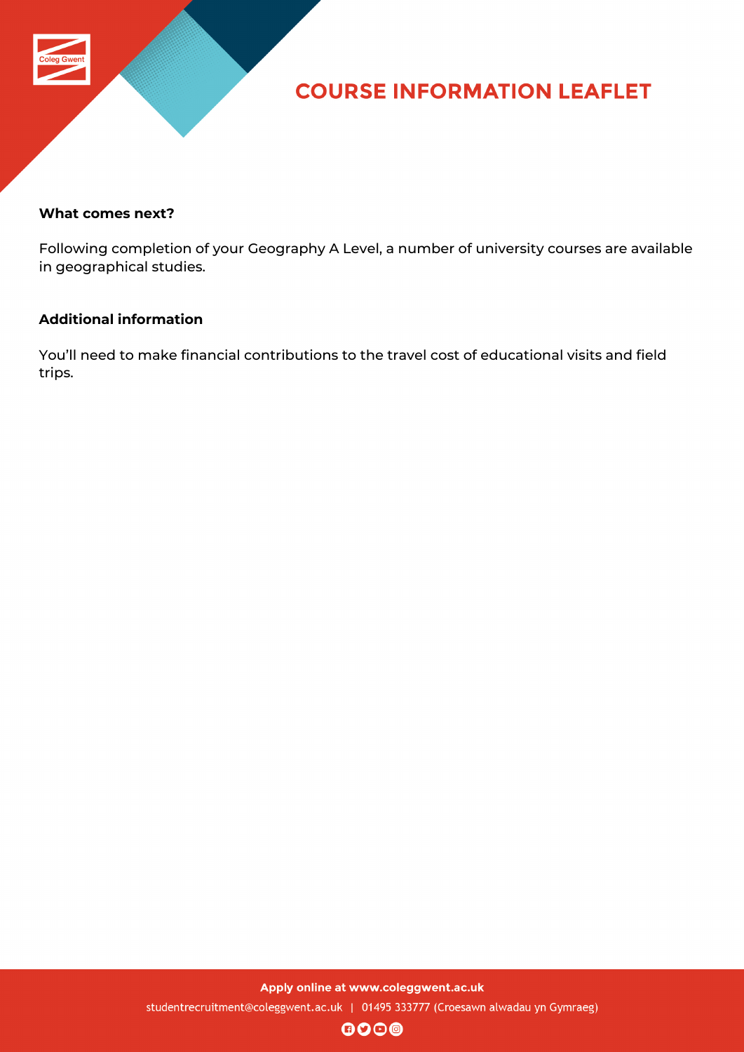# COURSE INFORMATION LEAFLET

**What comes next?**

Following completion of your Geography A Level, a number of university courses are available in geographical studies.

**Additional information**

You'll need to make financial contributions to the travel cost of educational visits and field trips.

**Apply online at www.coleggwent.ac.uk**

studentrecruitment@coleggwent.ac.uk | 01495 333777 (Croesawn alwadau yn Gymraeg)